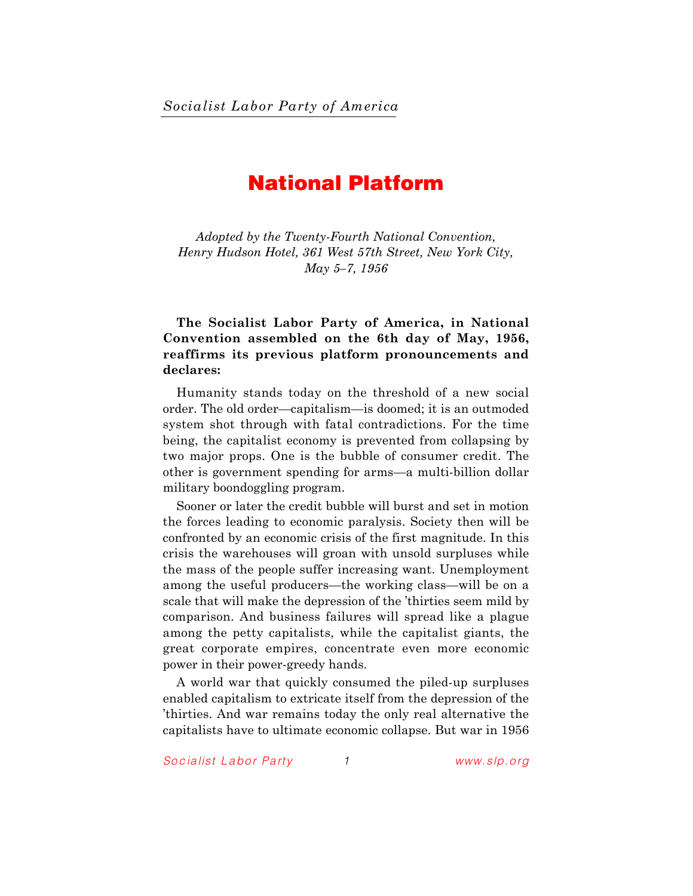*Socialist Labor Party of America*

# National Platform

*Adopted by the Twenty-Fourth National Convention, Henry Hudson Hotel, 361 West 57th Street, New York City, May 5–7, 1956*

**The Socialist Labor Party of America, in National Convention assembled on the 6th day of May, 1956, reaffirms its previous platform pronouncements and declares:**

Humanity stands today on the threshold of a new social order. The old order—capitalism—is doomed; it is an outmoded system shot through with fatal contradictions. For the time being, the capitalist economy is prevented from collapsing by two major props. One is the bubble of consumer credit. The other is government spending for arms—a multi-billion dollar military boondoggling program.

Sooner or later the credit bubble will burst and set in motion the forces leading to economic paralysis. Society then will be confronted by an economic crisis of the first magnitude. In this crisis the warehouses will groan with unsold surpluses while the mass of the people suffer increasing want. Unemployment among the useful producers—the working class—will be on a scale that will make the depression of the 'thirties seem mild by comparison. And business failures will spread like a plague among the petty capitalists, while the capitalist giants, the great corporate empires, concentrate even more economic power in their power-greedy hands.

A world war that quickly consumed the piled-up surpluses enabled capitalism to extricate itself from the depression of the 'thirties. And war remains today the only real alternative the capitalists have to ultimate economic collapse. But war in 1956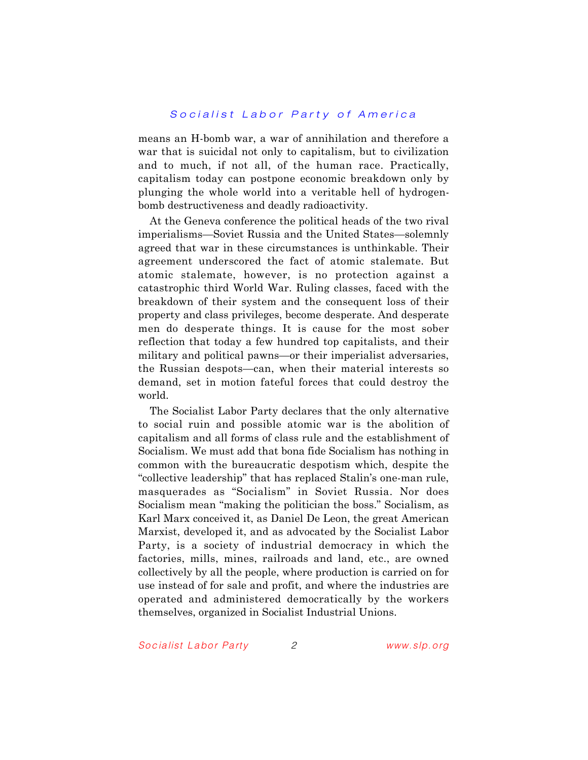means an H-bomb war, a war of annihilation and therefore a war that is suicidal not only to capitalism, but to civilization and to much, if not all, of the human race. Practically, capitalism today can postpone economic breakdown only by plunging the whole world into a veritable hell of hydrogen-bomb destructiveness and deadly radioactivity.

At the Geneva conference the political heads of the two rival imperialisms—Soviet Russia and the United States—solemnly agreed that war in these circumstances is unthinkable. Their agreement underscored the fact of atomic stalemate. But atomic stalemate, however, is no protection against a catastrophic third World War. Ruling classes, faced with the breakdown of their system and the consequent loss of their property and class privileges, become desperate. And desperate men do desperate things. It is cause for the most sober reflection that today a few hundred top capitalists, and their military and political pawns—or their imperialist adversaries, the Russian despots—can, when their material interests so demand, set in motion fateful forces that could destroy the world.

The Socialist Labor Party declares that the only alternative to social ruin and possible atomic war is the abolition of capitalism and all forms of class rule and the establishment of Socialism. We must add that bona fide Socialism has nothing in common with the bureaucratic despotism which, despite the "collective leadership" that has replaced Stalin's one-man rule, masquerades as "Socialism" in Soviet Russia. Nor does Socialism mean "making the politician the boss." Socialism, as Karl Marx conceived it, as Daniel De Leon, the great American Marxist, developed it, and as advocated by the Socialist Labor Party, is a society of industrial democracy in which the factories, mills, mines, railroads and land, etc., are owned collectively by all the people, where production is carried on for use instead of for sale and profit, and where the industries are operated and administered democratically by the workers themselves, organized in Socialist Industrial Unions.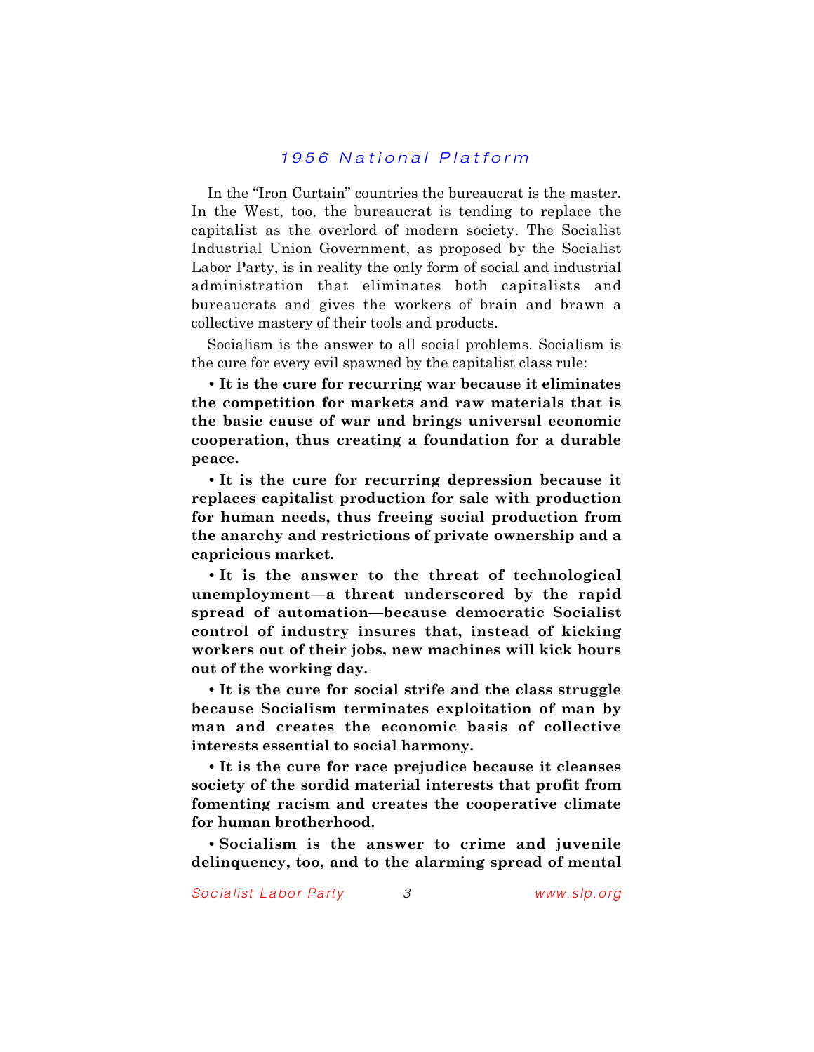In the "Iron Curtain" countries the bureaucrat is the master. In the West, too, the bureaucrat is tending to replace the capitalist as the overlord of modern society. The Socialist Industrial Union Government, as proposed by the Socialist Labor Party, is in reality the only form of social and industrial administration that eliminates both capitalists and bureaucrats and gives the workers of brain and brawn a collective mastery of their tools and products.

Socialism is the answer to all social problems. Socialism is the cure for every evil spawned by the capitalist class rule:

**• It is the cure for recurring war because it eliminates the competition for markets and raw materials that is the basic cause of war and brings universal economic cooperation, thus creating a foundation for a durable peace.**

**• It is the cure for recurring depression because it replaces capitalist production for sale with production for human needs, thus freeing social production from the anarchy and restrictions of private ownership and a capricious market.**

**• It is the answer to the threat of technological unemployment—a threat underscored by the rapid spread of automation—because democratic Socialist control of industry insures that, instead of kicking workers out of their jobs, new machines will kick hours out of the working day.**

**• It is the cure for social strife and the class struggle because Socialism terminates exploitation of man by man and creates the economic basis of collective interests essential to social harmony.**

**• It is the cure for race prejudice because it cleanses society of the sordid material interests that profit from fomenting racism and creates the cooperative climate for human brotherhood.**

**• Socialism is the answer to crime and juvenile delinquency, too, and to the alarming spread of mental**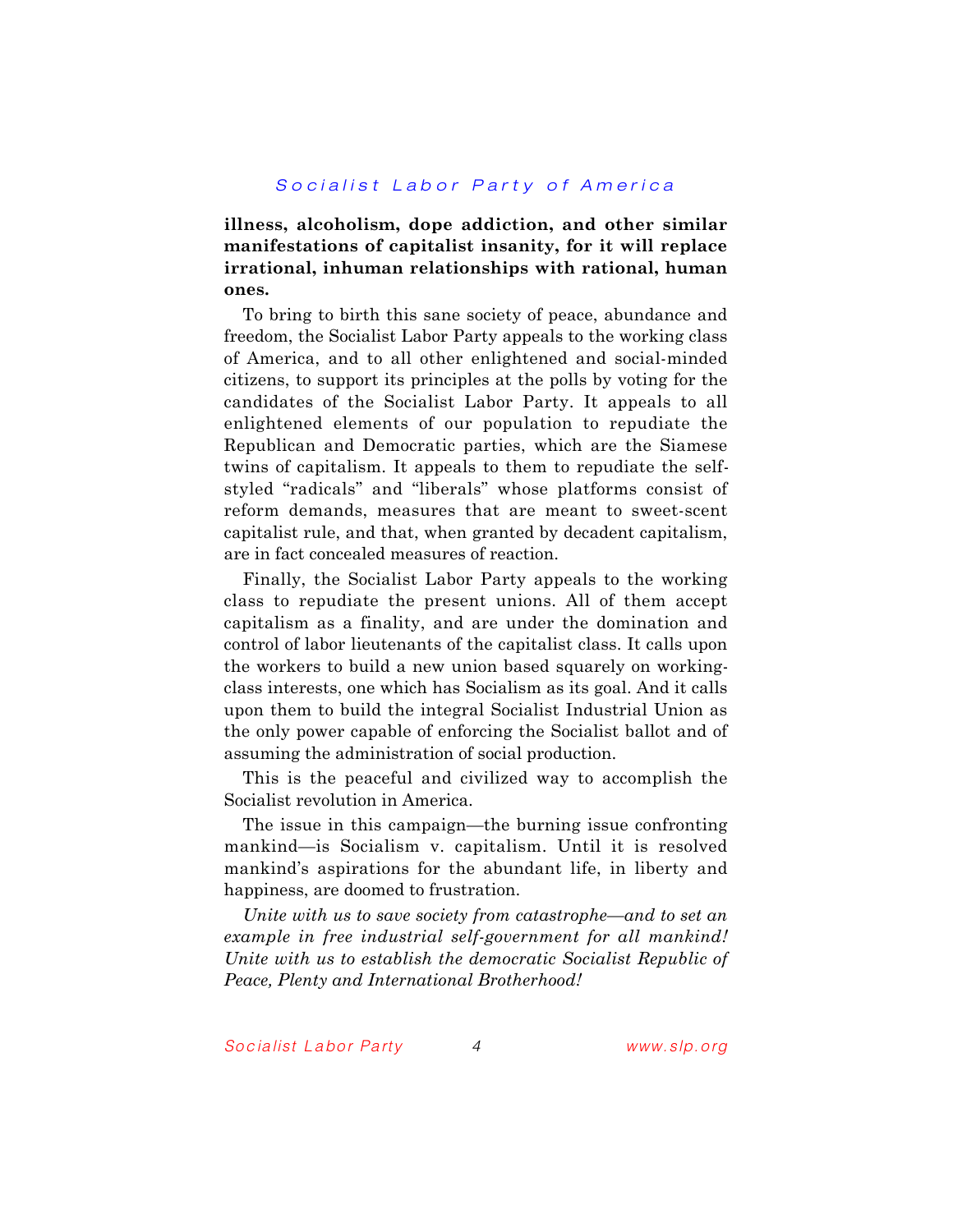**illness, alcoholism, dope addiction, and other similar manifestations of capitalist insanity, for it will replace irrational, inhuman relationships with rational, human ones.**

To bring to birth this sane society of peace, abundance and freedom, the Socialist Labor Party appeals to the working class of America, and to all other enlightened and social-minded citizens, to support its principles at the polls by voting for the candidates of the Socialist Labor Party. It appeals to all enlightened elements of our population to repudiate the Republican and Democratic parties, which are the Siamese twins of capitalism. It appeals to them to repudiate the self-styled "radicals" and "liberals" whose platforms consist of reform demands, measures that are meant to sweet-scent capitalist rule, and that, when granted by decadent capitalism, are in fact concealed measures of reaction.

Finally, the Socialist Labor Party appeals to the working class to repudiate the present unions. All of them accept capitalism as a finality, and are under the domination and control of labor lieutenants of the capitalist class. It calls upon the workers to build a new union based squarely on working-class interests, one which has Socialism as its goal. And it calls upon them to build the integral Socialist Industrial Union as the only power capable of enforcing the Socialist ballot and of assuming the administration of social production.

This is the peaceful and civilized way to accomplish the Socialist revolution in America.

The issue in this campaign—the burning issue confronting mankind—is Socialism v. capitalism. Until it is resolved mankind's aspirations for the abundant life, in liberty and happiness, are doomed to frustration.

*Unite with us to save society from catastrophe—and to set an example in free industrial self-government for all mankind! Unite with us to establish the democratic Socialist Republic of Peace, Plenty and International Brotherhood!*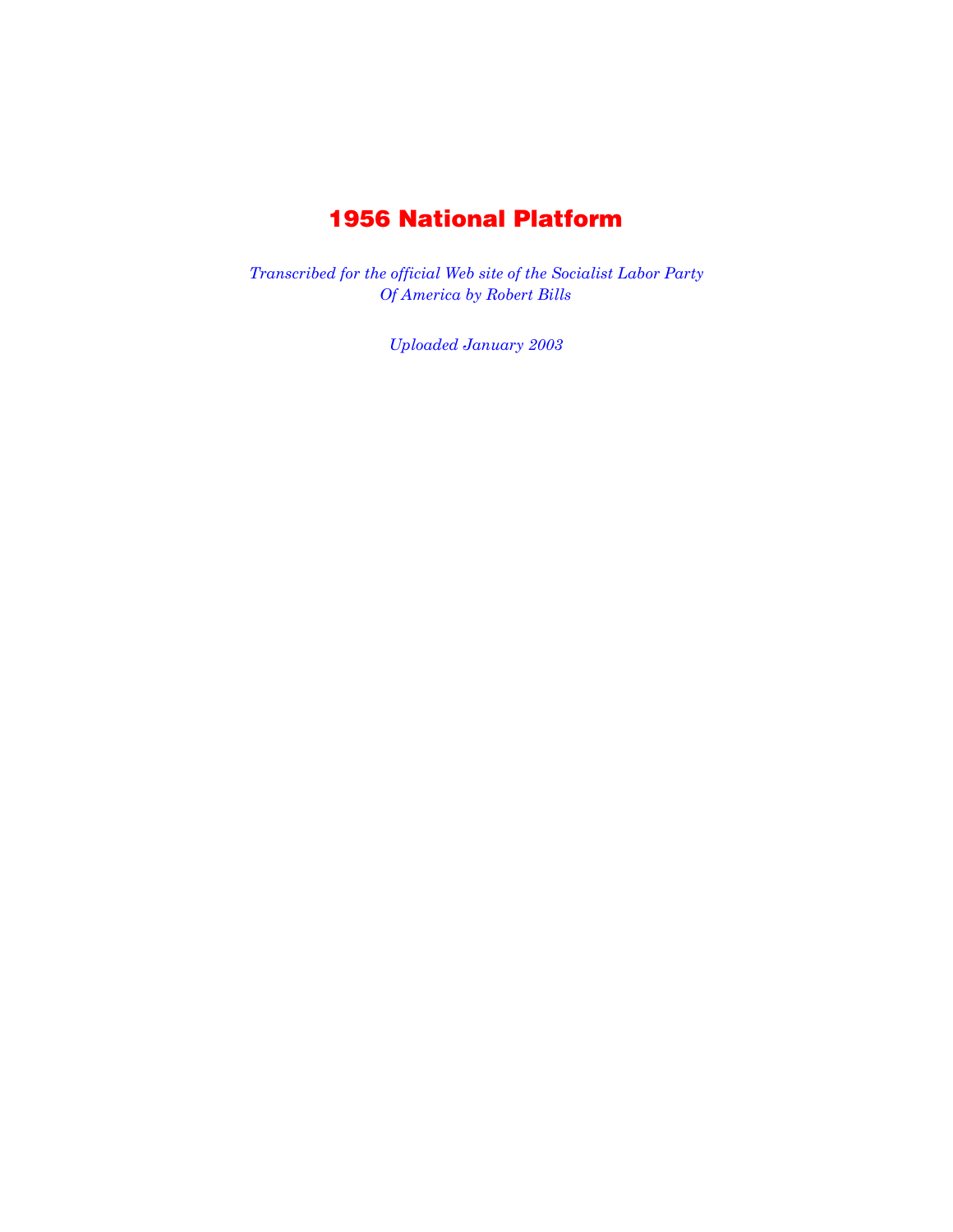# 1956 National Platform

*Transcribed for the official Web site of the Socialist Labor Party Of America by Robert Bills*

*Uploaded January 2003*